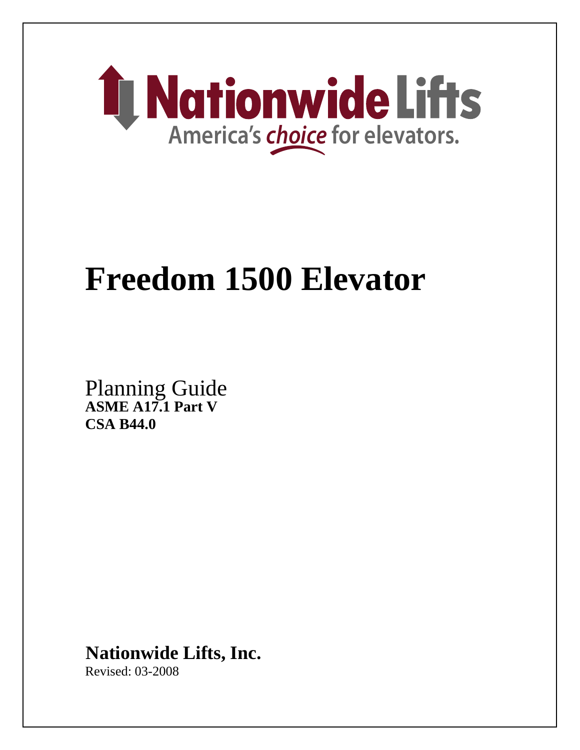Nationwide Lifts

America's *choice* for elevators.

# Freedom 1500 Elevator

Planning Guide
**ASME A17.1 Part V**
**CSA B44.0**

**Nationwide Lifts, Inc.**
Revised: 03-2008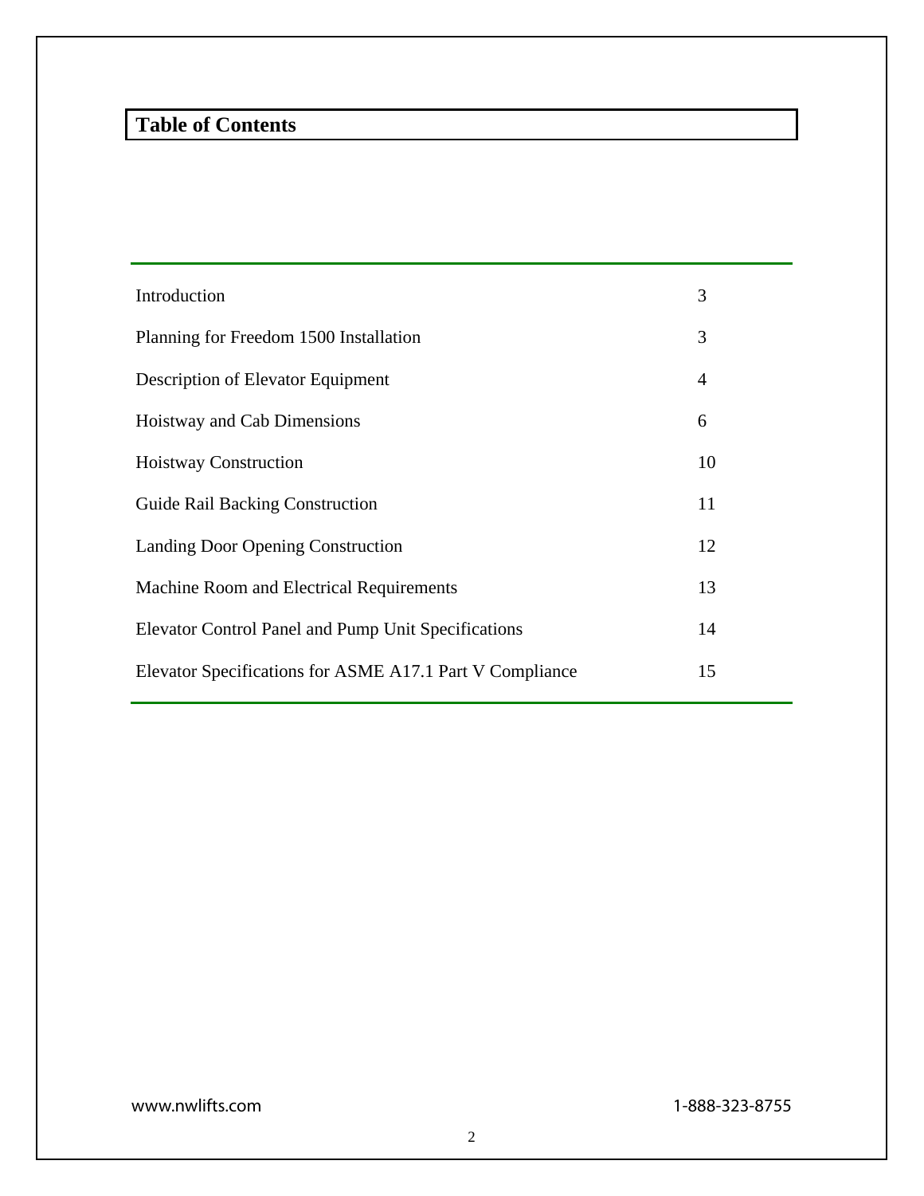# Table of Contents

| | |
|---|---|
| Introduction | 3 |
| Planning for Freedom 1500 Installation | 3 |
| Description of Elevator Equipment | 4 |
| Hoistway and Cab Dimensions | 6 |
| Hoistway Construction | 10 |
| Guide Rail Backing Construction | 11 |
| Landing Door Opening Construction | 12 |
| Machine Room and Electrical Requirements | 13 |
| Elevator Control Panel and Pump Unit Specifications | 14 |
| Elevator Specifications for ASME A17.1 Part V Compliance | 15 |

www.nwlifts.com 1-888-323-8755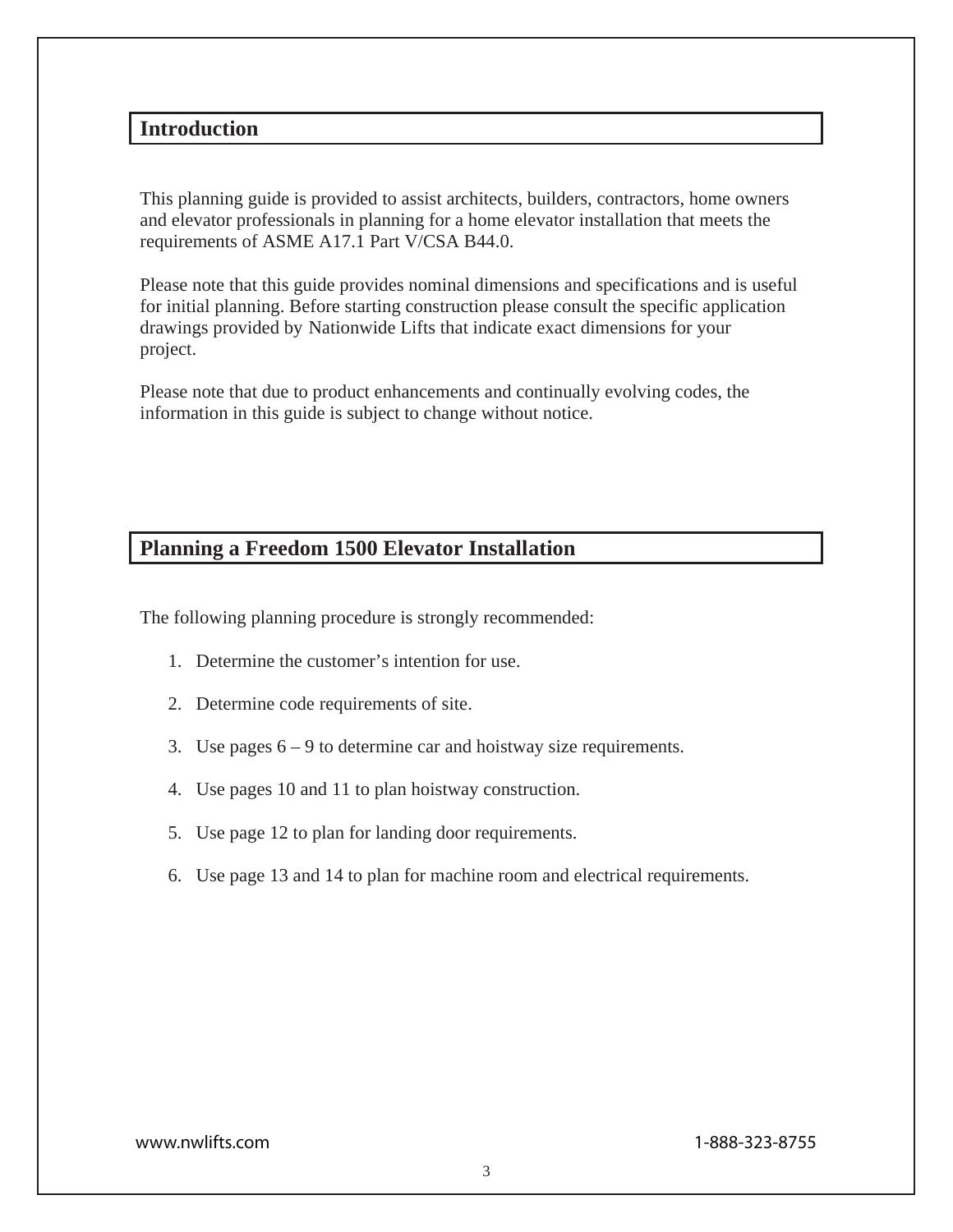## Introduction

This planning guide is provided to assist architects, builders, contractors, home owners and elevator professionals in planning for a home elevator installation that meets the requirements of ASME A17.1 Part V/CSA B44.0.

Please note that this guide provides nominal dimensions and specifications and is useful for initial planning. Before starting construction please consult the specific application drawings provided by Nationwide Lifts that indicate exact dimensions for your project.

Please note that due to product enhancements and continually evolving codes, the information in this guide is subject to change without notice.

## Planning a Freedom 1500 Elevator Installation

The following planning procedure is strongly recommended:

1. Determine the customer's intention for use.
2. Determine code requirements of site.
3. Use pages 6 – 9 to determine car and hoistway size requirements.
4. Use pages 10 and 11 to plan hoistway construction.
5. Use page 12 to plan for landing door requirements.
6. Use page 13 and 14 to plan for machine room and electrical requirements.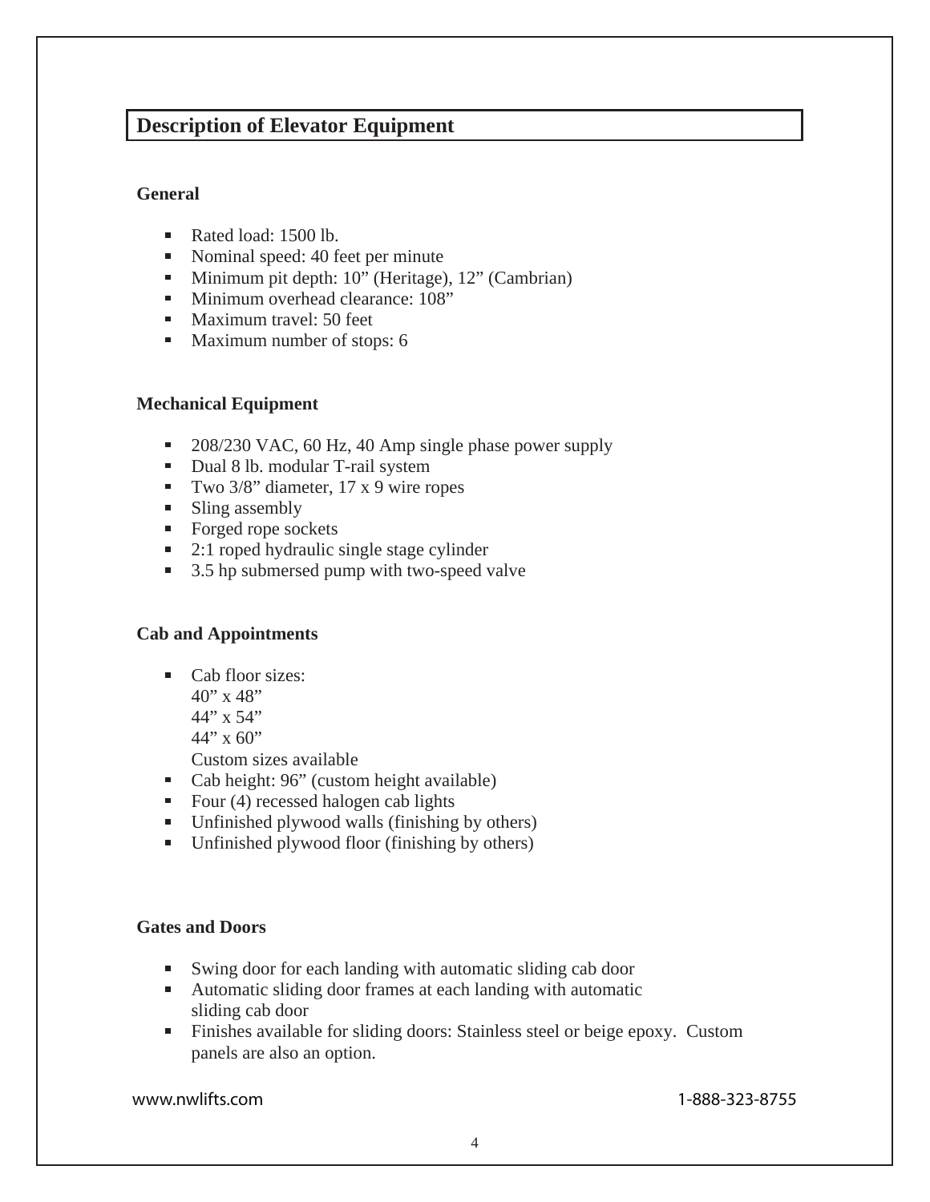## Description of Elevator Equipment

### General

- Rated load: 1500 lb.
- Nominal speed: 40 feet per minute
- Minimum pit depth: 10" (Heritage), 12" (Cambrian)
- Minimum overhead clearance: 108"
- Maximum travel: 50 feet
- Maximum number of stops: 6

### Mechanical Equipment

- 208/230 VAC, 60 Hz, 40 Amp single phase power supply
- Dual 8 lb. modular T-rail system
- Two 3/8" diameter, 17 x 9 wire ropes
- Sling assembly
- Forged rope sockets
- 2:1 roped hydraulic single stage cylinder
- 3.5 hp submersed pump with two-speed valve

### Cab and Appointments

- Cab floor sizes:
  40" x 48"
  44" x 54"
  44" x 60"
  Custom sizes available
- Cab height: 96" (custom height available)
- Four (4) recessed halogen cab lights
- Unfinished plywood walls (finishing by others)
- Unfinished plywood floor (finishing by others)

### Gates and Doors

- Swing door for each landing with automatic sliding cab door
- Automatic sliding door frames at each landing with automatic sliding cab door
- Finishes available for sliding doors: Stainless steel or beige epoxy. Custom panels are also an option.

www.nwlifts.com 1-888-323-8755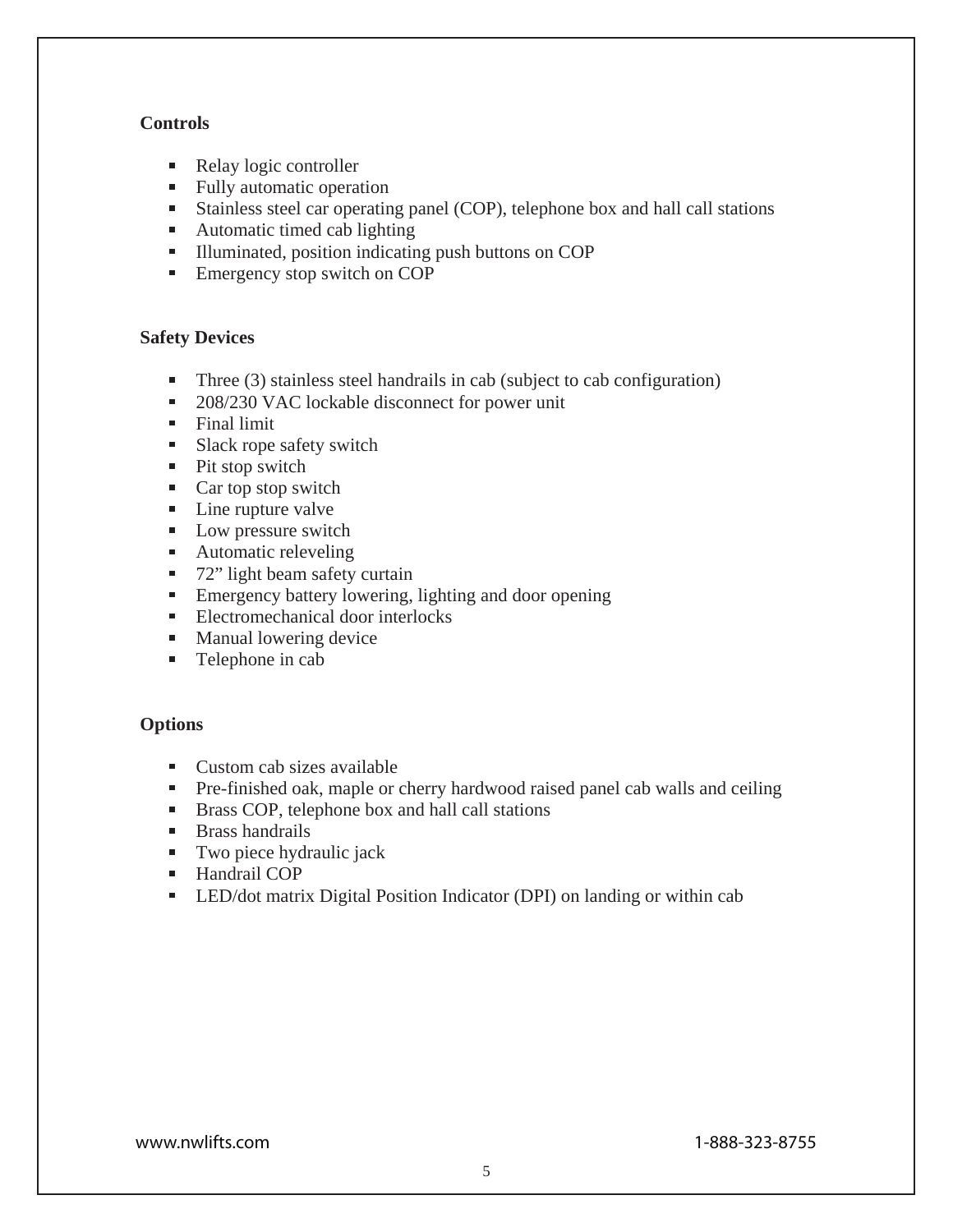**Controls**

- Relay logic controller
- Fully automatic operation
- Stainless steel car operating panel (COP), telephone box and hall call stations
- Automatic timed cab lighting
- Illuminated, position indicating push buttons on COP
- Emergency stop switch on COP

**Safety Devices**

- Three (3) stainless steel handrails in cab (subject to cab configuration)
- 208/230 VAC lockable disconnect for power unit
- Final limit
- Slack rope safety switch
- Pit stop switch
- Car top stop switch
- Line rupture valve
- Low pressure switch
- Automatic releveling
- 72” light beam safety curtain
- Emergency battery lowering, lighting and door opening
- Electromechanical door interlocks
- Manual lowering device
- Telephone in cab

**Options**

- Custom cab sizes available
- Pre-finished oak, maple or cherry hardwood raised panel cab walls and ceiling
- Brass COP, telephone box and hall call stations
- Brass handrails
- Two piece hydraulic jack
- Handrail COP
- LED/dot matrix Digital Position Indicator (DPI) on landing or within cab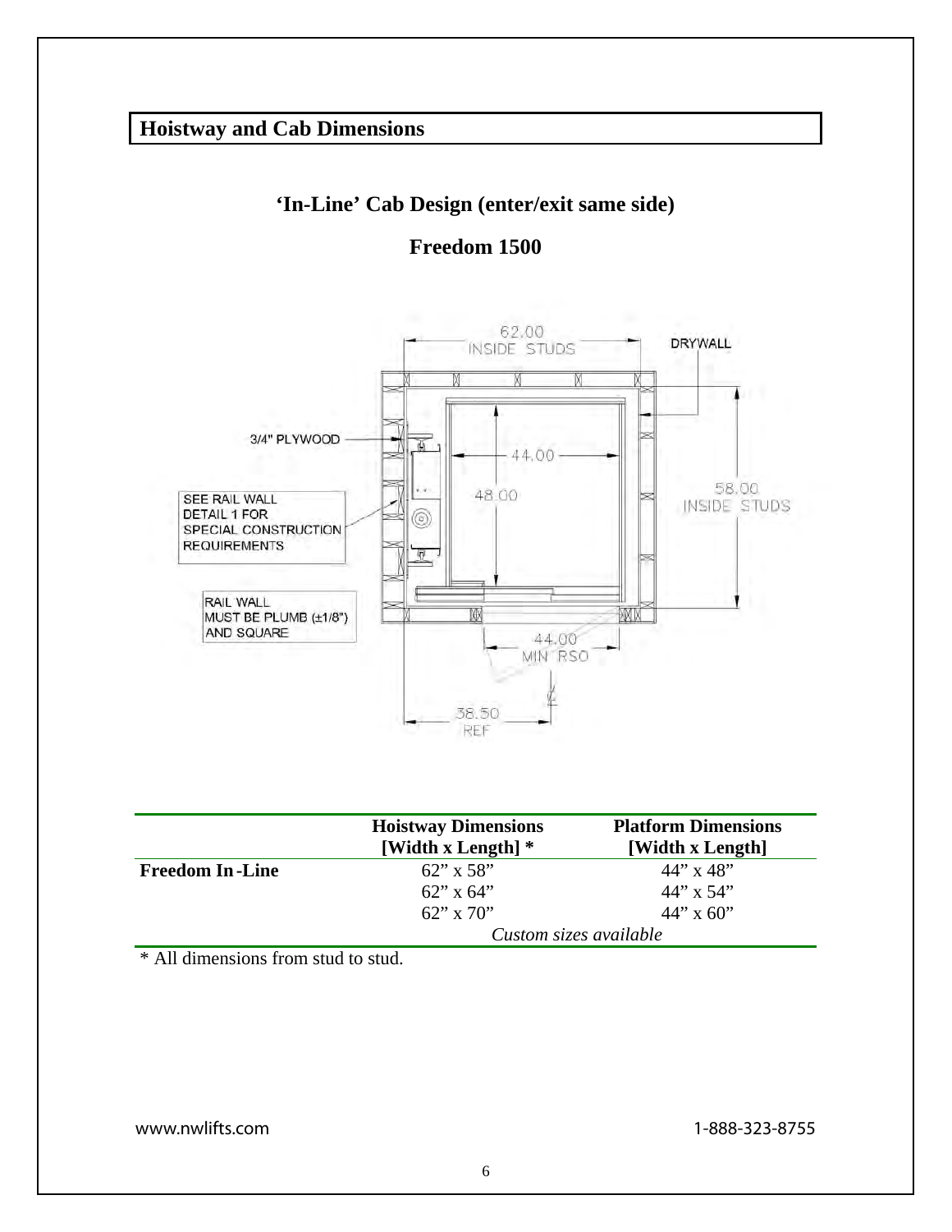## Hoistway and Cab Dimensions

### 'In-Line' Cab Design (enter/exit same side)

### Freedom 1500

| | Hoistway Dimensions [Width x Length] * | Platform Dimensions [Width x Length] |
|---|---|---|
| **Freedom In-Line** | 62" x 58" | 44" x 48" |
| | 62" x 64" | 44" x 54" |
| | 62" x 70" | 44" x 60" |
| | *Custom sizes available* | |

\* All dimensions from stud to stud.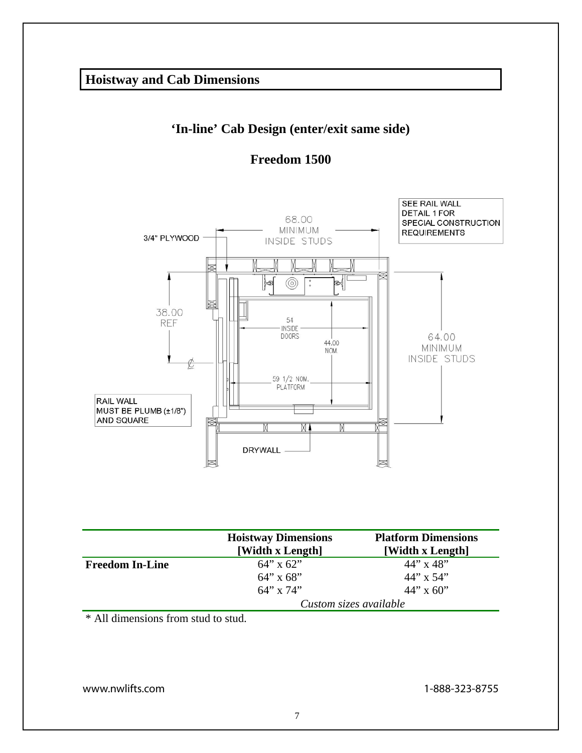## Hoistway and Cab Dimensions

### 'In-line' Cab Design (enter/exit same side)

### Freedom 1500

SEE RAIL WALL DETAIL 1 FOR SPECIAL CONSTRUCTION REQUIREMENTS

68.00 MINIMUM INSIDE STUDS

3/4" PLYWOOD

38.00 REF

54 INSIDE DOORS

44.00 NOM.

64.00 MINIMUM INSIDE STUDS

59 1/2 NOM. PLATFORM

RAIL WALL MUST BE PLUMB (±1/8") AND SQUARE

DRYWALL

| | Hoistway Dimensions [Width x Length] | Platform Dimensions [Width x Length] |
|---|---|---|
| **Freedom In-Line** | 64" x 62" | 44" x 48" |
| | 64" x 68" | 44" x 54" |
| | 64" x 74" | 44" x 60" |
| | *Custom sizes available* | |

\* All dimensions from stud to stud.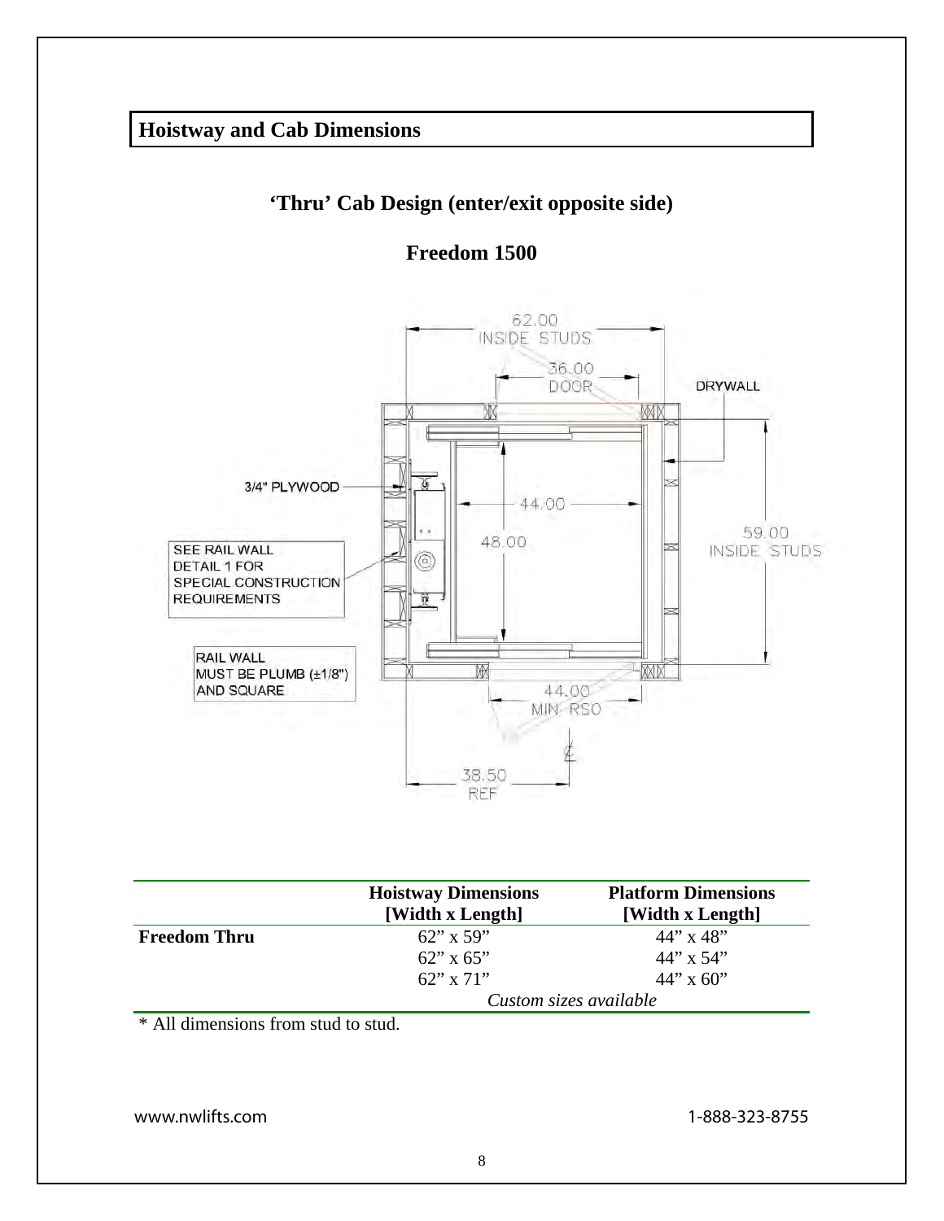## Hoistway and Cab Dimensions

### 'Thru' Cab Design (enter/exit opposite side)

### Freedom 1500

62.00 INSIDE STUDS

36.00 DOOR

DRYWALL

3/4" PLYWOOD

44.00

48.00

59.00 INSIDE STUDS

SEE RAIL WALL DETAIL 1 FOR SPECIAL CONSTRUCTION REQUIREMENTS

RAIL WALL MUST BE PLUMB (±1/8") AND SQUARE

44.00 MIN RSO

38.50 REF

| | Hoistway Dimensions [Width x Length] | Platform Dimensions [Width x Length] |
|---|---|---|
| **Freedom Thru** | 62" x 59" | 44" x 48" |
| | 62" x 65" | 44" x 54" |
| | 62" x 71" | 44" x 60" |
| | *Custom sizes available* | |

* All dimensions from stud to stud.

www.nwlifts.com 1-888-323-8755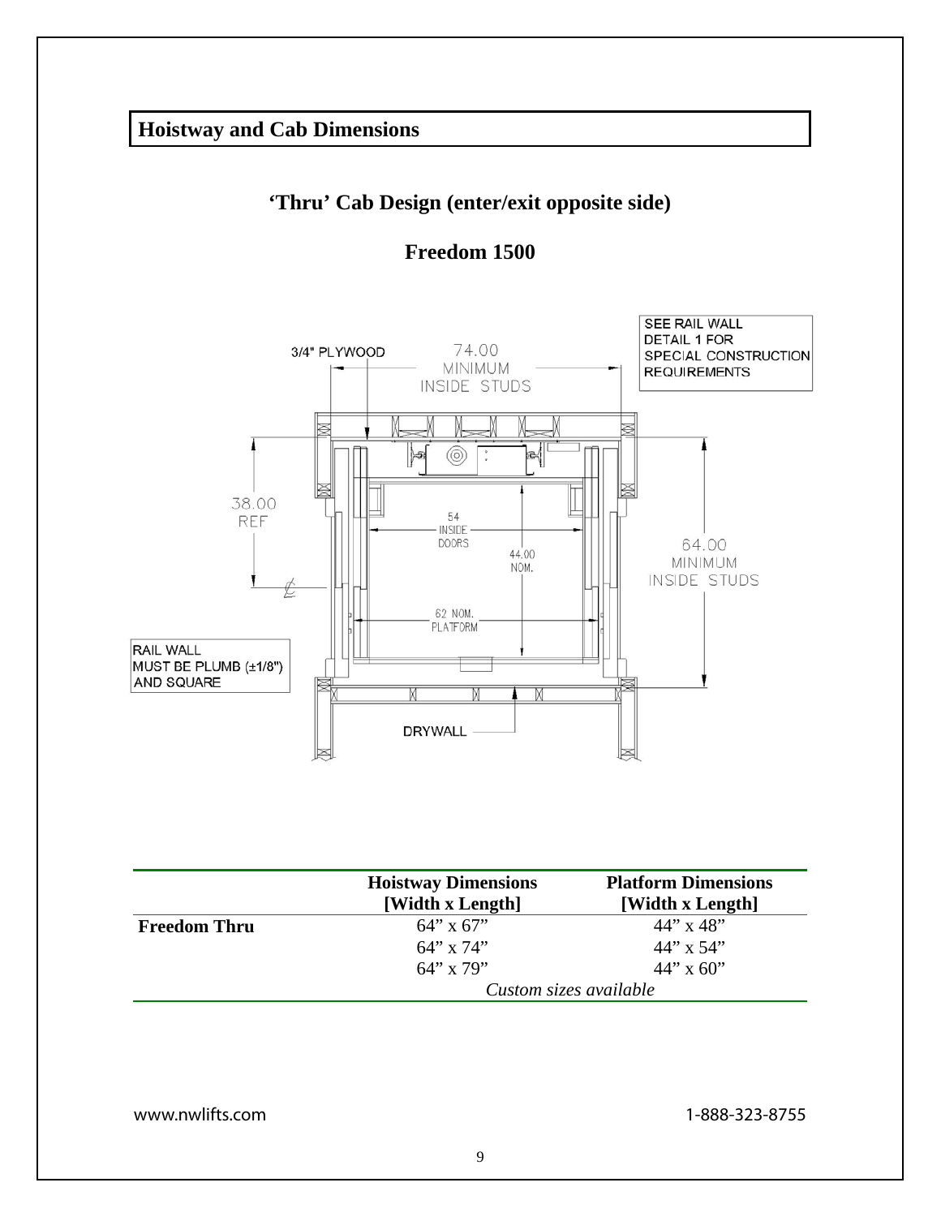## Hoistway and Cab Dimensions

### 'Thru' Cab Design (enter/exit opposite side)

### Freedom 1500

3/4" PLYWOOD

74.00 MINIMUM INSIDE STUDS

SEE RAIL WALL DETAIL 1 FOR SPECIAL CONSTRUCTION REQUIREMENTS

38.00 REF

54 INSIDE DOORS

44.00 NOM.

64.00 MINIMUM INSIDE STUDS

62 NOM. PLATFORM

RAIL WALL MUST BE PLUMB (±1/8") AND SQUARE

DRYWALL

| | Hoistway Dimensions [Width x Length] | Platform Dimensions [Width x Length] |
|---|---|---|
| **Freedom Thru** | 64" x 67" | 44" x 48" |
| | 64" x 74" | 44" x 54" |
| | 64" x 79" | 44" x 60" |
| | *Custom sizes available* | |

www.nwlifts.com 1-888-323-8755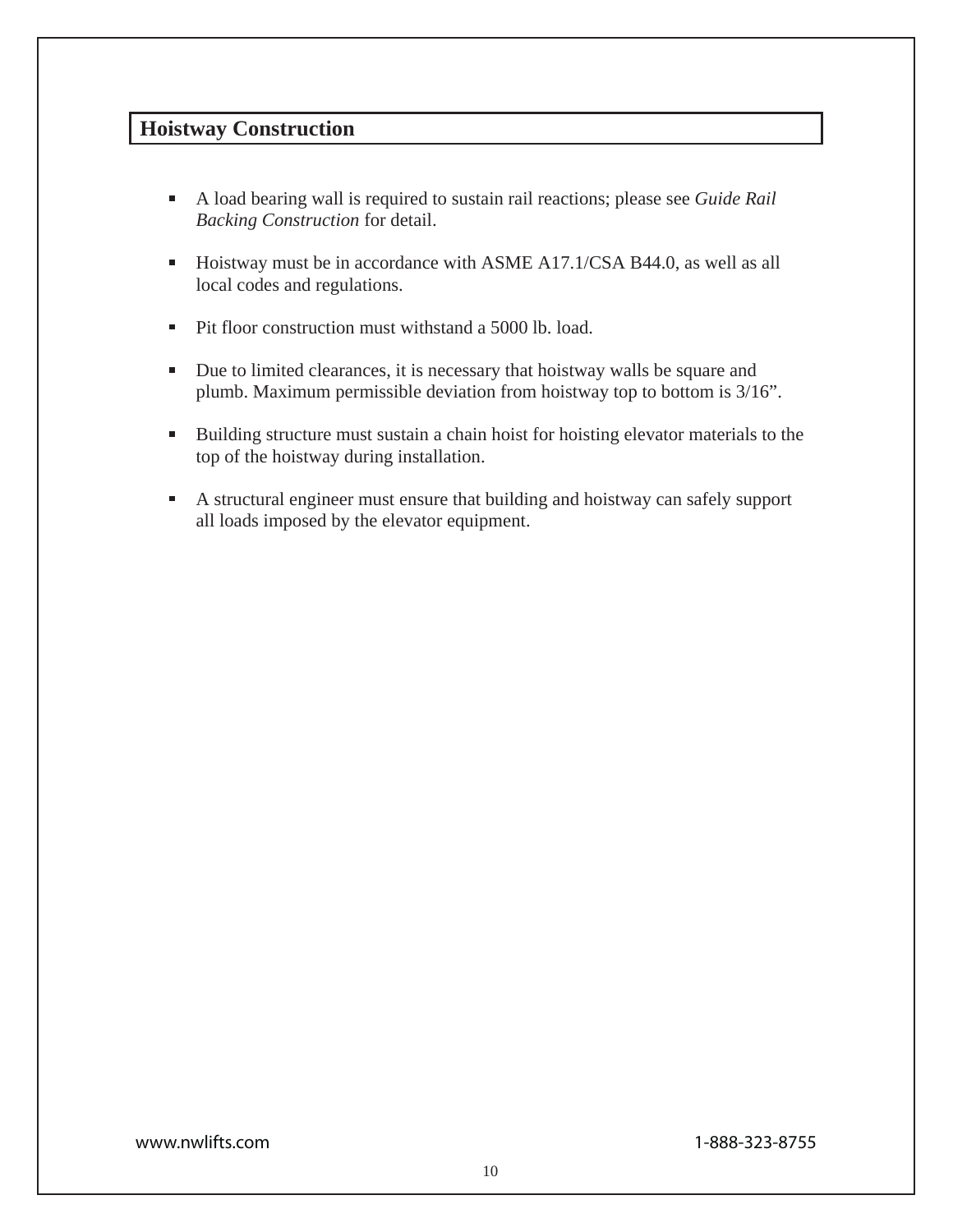## Hoistway Construction

- A load bearing wall is required to sustain rail reactions; please see *Guide Rail Backing Construction* for detail.
- Hoistway must be in accordance with ASME A17.1/CSA B44.0, as well as all local codes and regulations.
- Pit floor construction must withstand a 5000 lb. load.
- Due to limited clearances, it is necessary that hoistway walls be square and plumb. Maximum permissible deviation from hoistway top to bottom is 3/16”.
- Building structure must sustain a chain hoist for hoisting elevator materials to the top of the hoistway during installation.
- A structural engineer must ensure that building and hoistway can safely support all loads imposed by the elevator equipment.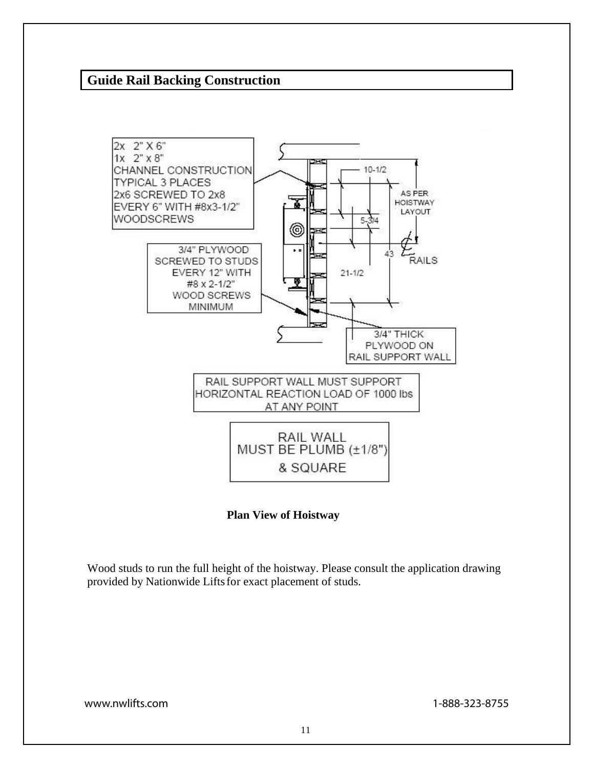## Guide Rail Backing Construction

2x 2" X 6"
1x 2" x 8"
CHANNEL CONSTRUCTION
TYPICAL 3 PLACES
2x6 SCREWED TO 2x8
EVERY 6" WITH #8x3-1/2"
WOODSCREWS

3/4" PLYWOOD
SCREWED TO STUDS
EVERY 12" WITH
#8 x 2-1/2"
WOOD SCREWS
MINIMUM

10-1/2

AS PER
HOISTWAY
LAYOUT

5-3/4

43

℄ RAILS

21-1/2

3/4" THICK
PLYWOOD ON
RAIL SUPPORT WALL

RAIL SUPPORT WALL MUST SUPPORT
HORIZONTAL REACTION LOAD OF 1000 lbs
AT ANY POINT

RAIL WALL
MUST BE PLUMB (±1/8")
& SQUARE

**Plan View of Hoistway**

Wood studs to run the full height of the hoistway. Please consult the application drawing provided by Nationwide Lifts for exact placement of studs.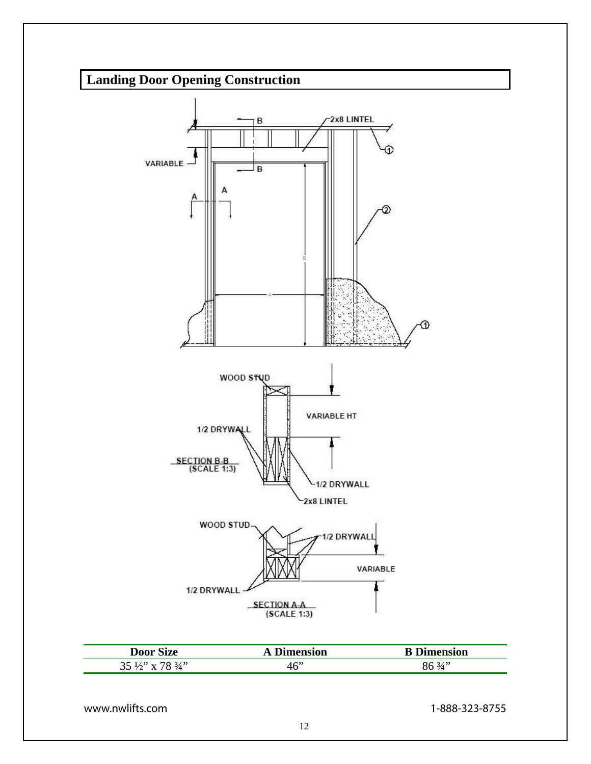# Landing Door Opening Construction

| Door Size | A Dimension | B Dimension |
|---|---|---|
| 35 ½" x 78 ¾" | 46" | 86 ¾" |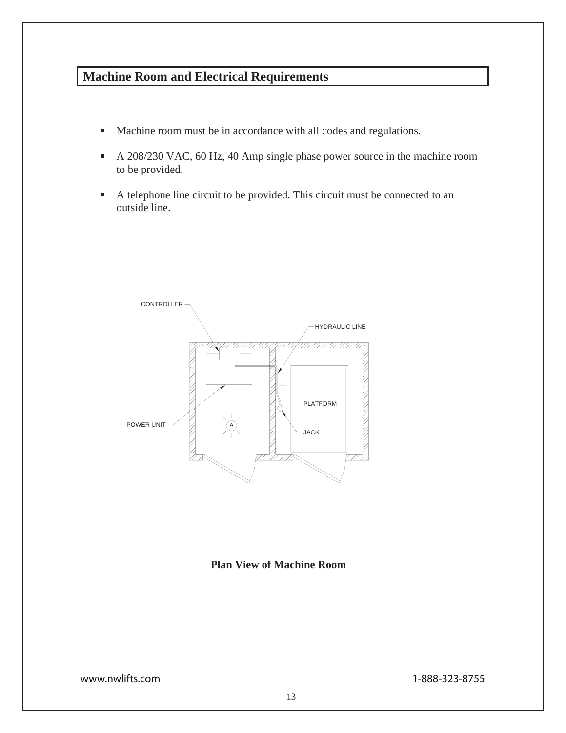## Machine Room and Electrical Requirements

- Machine room must be in accordance with all codes and regulations.
- A 208/230 VAC, 60 Hz, 40 Amp single phase power source in the machine room to be provided.
- A telephone line circuit to be provided. This circuit must be connected to an outside line.

CONTROLLER

HYDRAULIC LINE

PLATFORM

POWER UNIT

A

JACK

**Plan View of Machine Room**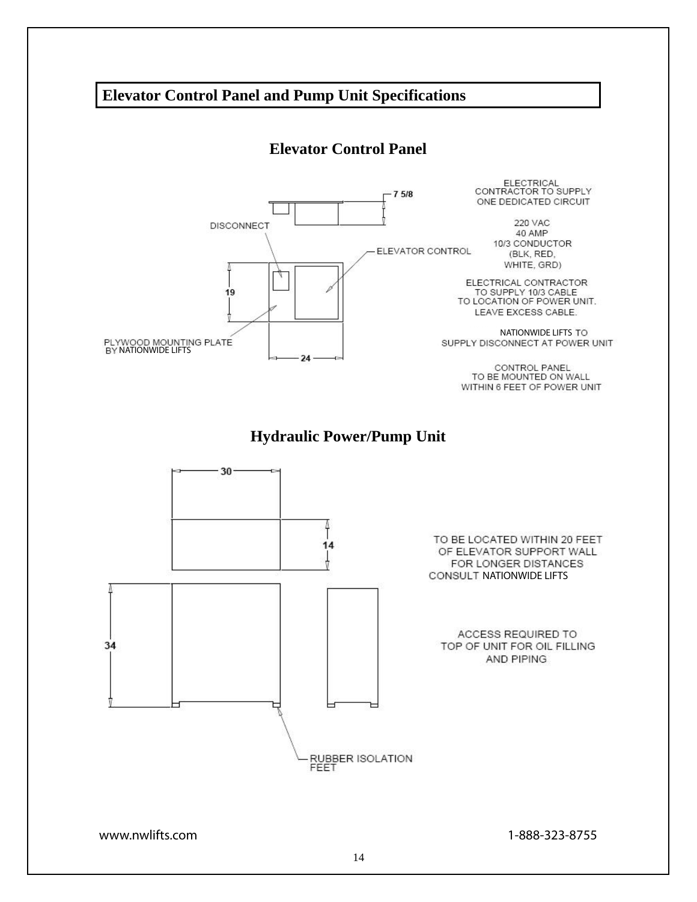# Elevator Control Panel and Pump Unit Specifications

## Elevator Control Panel

7 5/8

DISCONNECT

ELEVATOR CONTROL

19

24

PLYWOOD MOUNTING PLATE BY NATIONWIDE LIFTS

ELECTRICAL CONTRACTOR TO SUPPLY ONE DEDICATED CIRCUIT

220 VAC
40 AMP
10/3 CONDUCTOR
(BLK, RED, WHITE, GRD)

ELECTRICAL CONTRACTOR TO SUPPLY 10/3 CABLE TO LOCATION OF POWER UNIT. LEAVE EXCESS CABLE.

NATIONWIDE LIFTS TO SUPPLY DISCONNECT AT POWER UNIT

CONTROL PANEL TO BE MOUNTED ON WALL WITHIN 6 FEET OF POWER UNIT

## Hydraulic Power/Pump Unit

30

14

34

RUBBER ISOLATION FEET

TO BE LOCATED WITHIN 20 FEET OF ELEVATOR SUPPORT WALL FOR LONGER DISTANCES CONSULT NATIONWIDE LIFTS

ACCESS REQUIRED TO TOP OF UNIT FOR OIL FILLING AND PIPING

www.nwlifts.com 1-888-323-8755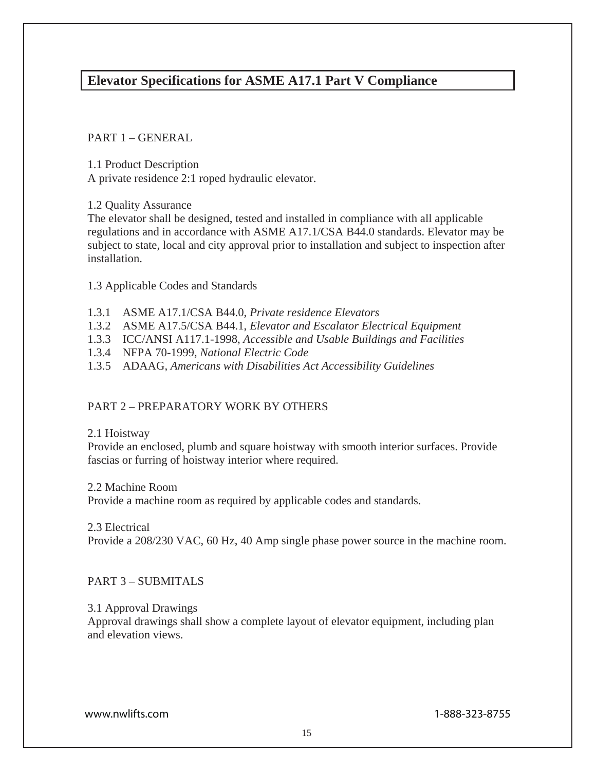# Elevator Specifications for ASME A17.1 Part V Compliance

## PART 1 – GENERAL

1.1 Product Description
A private residence 2:1 roped hydraulic elevator.

1.2 Quality Assurance
The elevator shall be designed, tested and installed in compliance with all applicable regulations and in accordance with ASME A17.1/CSA B44.0 standards. Elevator may be subject to state, local and city approval prior to installation and subject to inspection after installation.

1.3 Applicable Codes and Standards

1.3.1 ASME A17.1/CSA B44.0, *Private residence Elevators*
1.3.2 ASME A17.5/CSA B44.1, *Elevator and Escalator Electrical Equipment*
1.3.3 ICC/ANSI A117.1-1998, *Accessible and Usable Buildings and Facilities*
1.3.4 NFPA 70-1999, *National Electric Code*
1.3.5 ADAAG, *Americans with Disabilities Act Accessibility Guidelines*

## PART 2 – PREPARATORY WORK BY OTHERS

2.1 Hoistway
Provide an enclosed, plumb and square hoistway with smooth interior surfaces. Provide fascias or furring of hoistway interior where required.

2.2 Machine Room
Provide a machine room as required by applicable codes and standards.

2.3 Electrical
Provide a 208/230 VAC, 60 Hz, 40 Amp single phase power source in the machine room.

## PART 3 – SUBMITALS

3.1 Approval Drawings
Approval drawings shall show a complete layout of elevator equipment, including plan and elevation views.

www.nwlifts.com 1-888-323-8755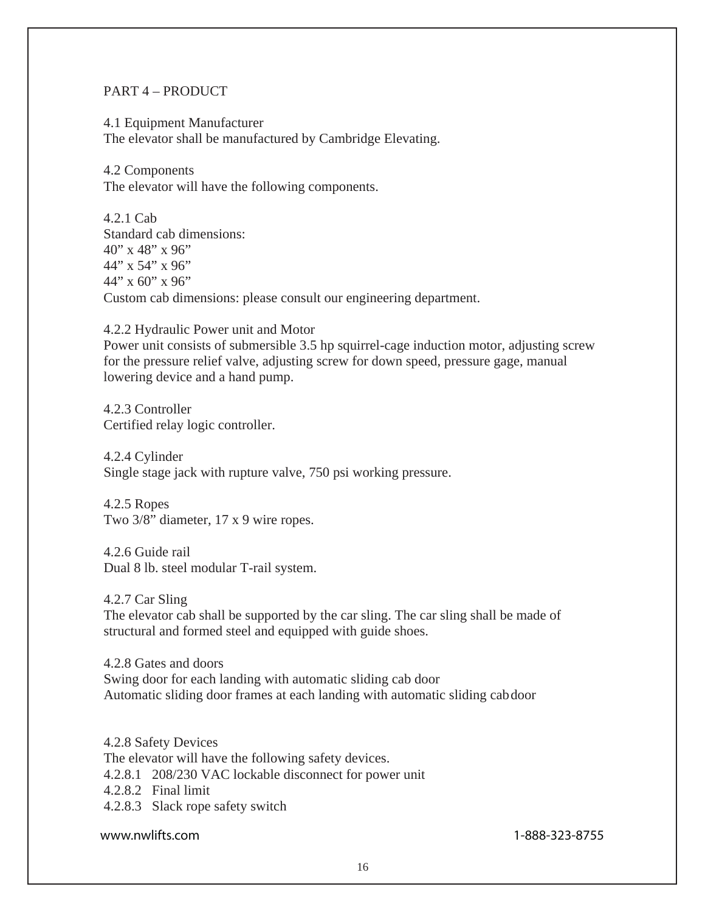## PART 4 – PRODUCT

### 4.1 Equipment Manufacturer

The elevator shall be manufactured by Cambridge Elevating.

### 4.2 Components

The elevator will have the following components.

#### 4.2.1 Cab

Standard cab dimensions:
40" x 48" x 96"
44" x 54" x 96"
44" x 60" x 96"
Custom cab dimensions: please consult our engineering department.

#### 4.2.2 Hydraulic Power unit and Motor

Power unit consists of submersible 3.5 hp squirrel-cage induction motor, adjusting screw for the pressure relief valve, adjusting screw for down speed, pressure gage, manual lowering device and a hand pump.

#### 4.2.3 Controller

Certified relay logic controller.

#### 4.2.4 Cylinder

Single stage jack with rupture valve, 750 psi working pressure.

#### 4.2.5 Ropes

Two 3/8" diameter, 17 x 9 wire ropes.

#### 4.2.6 Guide rail

Dual 8 lb. steel modular T-rail system.

#### 4.2.7 Car Sling

The elevator cab shall be supported by the car sling. The car sling shall be made of structural and formed steel and equipped with guide shoes.

#### 4.2.8 Gates and doors

Swing door for each landing with automatic sliding cab door
Automatic sliding door frames at each landing with automatic sliding cab door

#### 4.2.8 Safety Devices

The elevator will have the following safety devices.

4.2.8.1 208/230 VAC lockable disconnect for power unit
4.2.8.2 Final limit
4.2.8.3 Slack rope safety switch

www.nwlifts.com 1-888-323-8755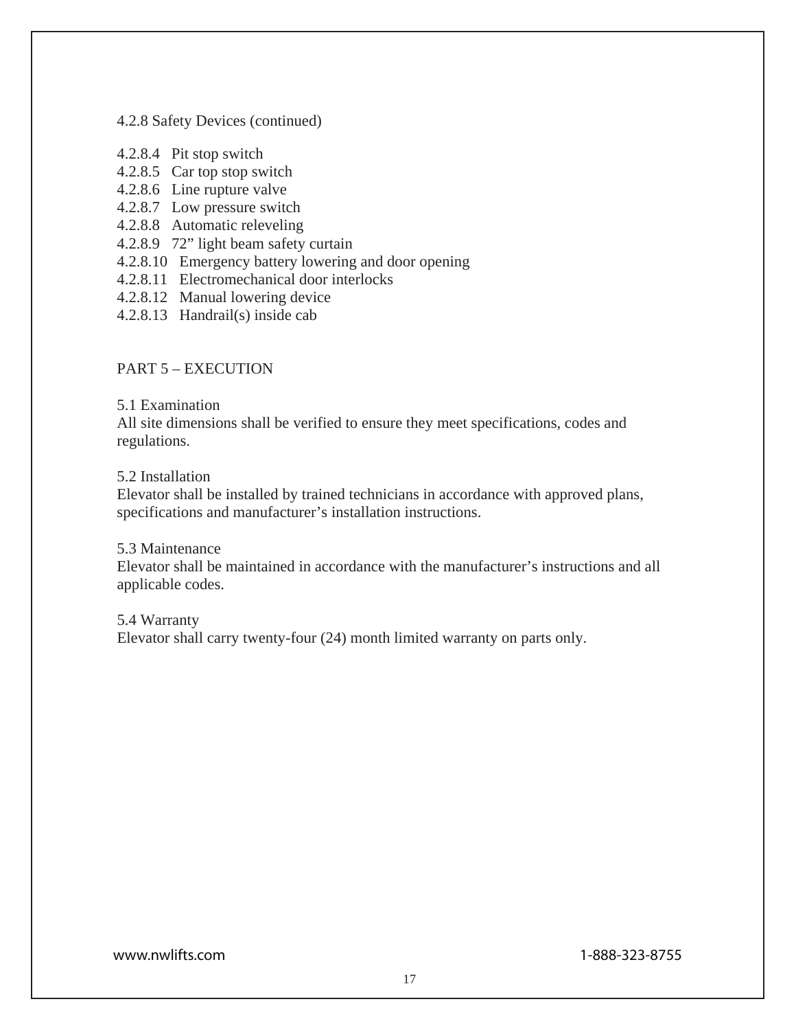4.2.8 Safety Devices (continued)

4.2.8.4 Pit stop switch
4.2.8.5 Car top stop switch
4.2.8.6 Line rupture valve
4.2.8.7 Low pressure switch
4.2.8.8 Automatic releveling
4.2.8.9 72” light beam safety curtain
4.2.8.10 Emergency battery lowering and door opening
4.2.8.11 Electromechanical door interlocks
4.2.8.12 Manual lowering device
4.2.8.13 Handrail(s) inside cab

## PART 5 – EXECUTION

### 5.1 Examination

All site dimensions shall be verified to ensure they meet specifications, codes and regulations.

### 5.2 Installation

Elevator shall be installed by trained technicians in accordance with approved plans, specifications and manufacturer’s installation instructions.

### 5.3 Maintenance

Elevator shall be maintained in accordance with the manufacturer’s instructions and all applicable codes.

### 5.4 Warranty

Elevator shall carry twenty-four (24) month limited warranty on parts only.